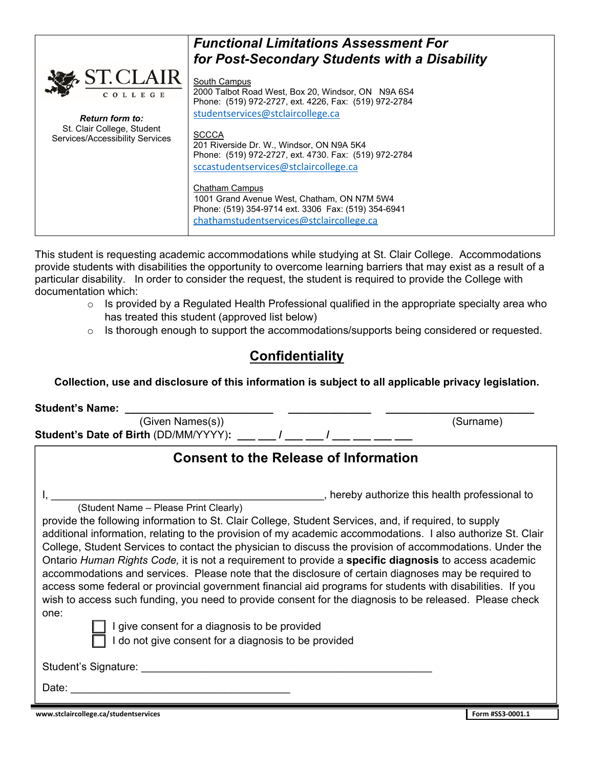| ST. CLAIR COLLEGE | ***Functional Limitations Assessment For for Post-Secondary Students with a Disability*** |
| --- | --- |
| ***Return form to:*** St. Clair College, Student Services/Accessibility Services | South Campus<br>2000 Talbot Road West, Box 20, Windsor, ON N9A 6S4<br>Phone: (519) 972-2727, ext. 4226, Fax: (519) 972-2784<br>studentservices@stclaircollege.ca<br><br>SCCCA<br>201 Riverside Dr. W., Windsor, ON N9A 5K4<br>Phone: (519) 972-2727, ext. 4730. Fax: (519) 972-2784<br>sccastudentservices@stclaircollege.ca<br><br>Chatham Campus<br>1001 Grand Avenue West, Chatham, ON N7M 5W4<br>Phone: (519) 354-9714 ext. 3306 Fax: (519) 354-6941<br>chathamstudentservices@stclaircollege.ca |

This student is requesting academic accommodations while studying at St. Clair College. Accommodations provide students with disabilities the opportunity to overcome learning barriers that may exist as a result of a particular disability. In order to consider the request, the student is required to provide the College with documentation which:

- Is provided by a Regulated Health Professional qualified in the appropriate specialty area who has treated this student (approved list below)
- Is thorough enough to support the accommodations/supports being considered or requested.

## Confidentiality

**Collection, use and disclosure of this information is subject to all applicable privacy legislation.**

**Student's Name:** _________________________ _____________ _________________________
(Given Names(s)) (Surname)

**Student's Date of Birth** (DD/MM/YYYY)**:** ___ ___ / ___ ___ / ___ ___ ___ ___

### Consent to the Release of Information

I, _______________________________________________, hereby authorize this health professional to
(Student Name – Please Print Clearly)
provide the following information to St. Clair College, Student Services, and, if required, to supply additional information, relating to the provision of my academic accommodations. I also authorize St. Clair College, Student Services to contact the physician to discuss the provision of accommodations. Under the Ontario *Human Rights Code,* it is not a requirement to provide a **specific diagnosis** to access academic accommodations and services. Please note that the disclosure of certain diagnoses may be required to access some federal or provincial government financial aid programs for students with disabilities. If you wish to access such funding, you need to provide consent for the diagnosis to be released. Please check one:

- ☐ I give consent for a diagnosis to be provided
- ☐ I do not give consent for a diagnosis to be provided

Student's Signature: __________________________________________________

Date: ____________________________________

www.stclaircollege.ca/studentservices

Form #SS3-0001.1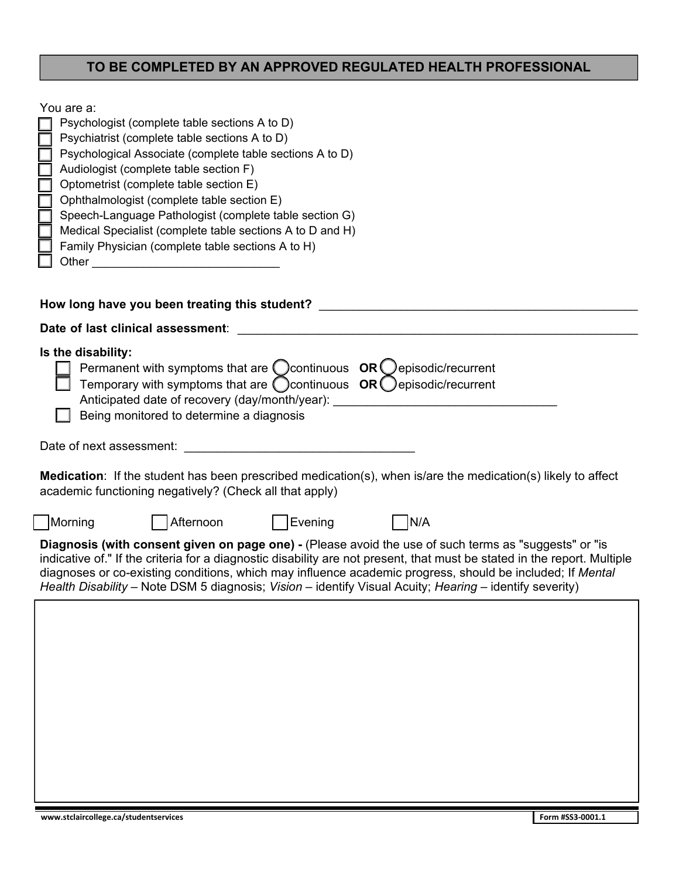## TO BE COMPLETED BY AN APPROVED REGULATED HEALTH PROFESSIONAL

You are a:

- ☐ Psychologist (complete table sections A to D)
- ☐ Psychiatrist (complete table sections A to D)
- ☐ Psychological Associate (complete table sections A to D)
- ☐ Audiologist (complete table section F)
- ☐ Optometrist (complete table section E)
- ☐ Ophthalmologist (complete table section E)
- ☐ Speech-Language Pathologist (complete table section G)
- ☐ Medical Specialist (complete table sections A to D and H)
- ☐ Family Physician (complete table sections A to H)
- ☐ Other ____________________________

**How long have you been treating this student?** ________________________________________________

**Date of last clinical assessment**: ________________________________________________

**Is the disability:**

- ☐ Permanent with symptoms that are ○ continuous **OR** ○ episodic/recurrent
- ☐ Temporary with symptoms that are ○ continuous **OR** ○ episodic/recurrent
  Anticipated date of recovery (day/month/year): ________________________________
- ☐ Being monitored to determine a diagnosis

Date of next assessment: ________________________________

**Medication**: If the student has been prescribed medication(s), when is/are the medication(s) likely to affect academic functioning negatively? (Check all that apply)

☐ Morning ☐ Afternoon ☐ Evening ☐ N/A

**Diagnosis (with consent given on page one) -** (Please avoid the use of such terms as "suggests" or "is indicative of." If the criteria for a diagnostic disability are not present, that must be stated in the report. Multiple diagnoses or co-existing conditions, which may influence academic progress, should be included; If *Mental Health Disability* – Note DSM 5 diagnosis; *Vision* – identify Visual Acuity; *Hearing* – identify severity)

www.stclaircollege.ca/studentservices

Form #SS3-0001.1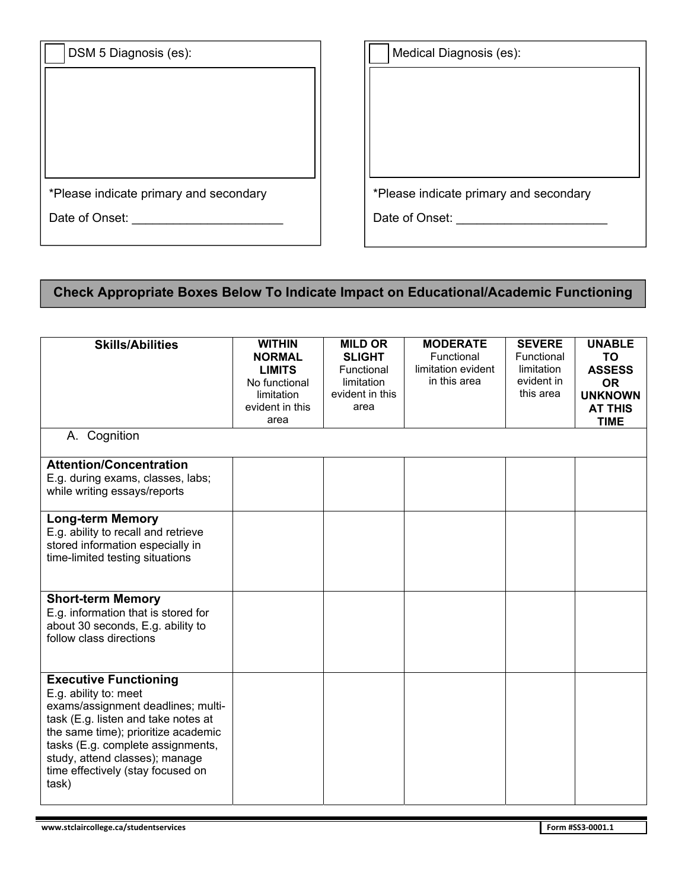☐ DSM 5 Diagnosis (es):

*Please indicate primary and secondary

Date of Onset: ______________________

☐ Medical Diagnosis (es):

*Please indicate primary and secondary

Date of Onset: ______________________

## Check Appropriate Boxes Below To Indicate Impact on Educational/Academic Functioning

| **Skills/Abilities** | **WITHIN NORMAL LIMITS** No functional limitation evident in this area | **MILD OR SLIGHT** Functional limitation evident in this area | **MODERATE** Functional limitation evident in this area | **SEVERE** Functional limitation evident in this area | **UNABLE TO ASSESS OR UNKNOWN AT THIS TIME** |
|---|---|---|---|---|---|
| A. Cognition | | | | | |
| **Attention/Concentration** E.g. during exams, classes, labs; while writing essays/reports | | | | | |
| **Long-term Memory** E.g. ability to recall and retrieve stored information especially in time-limited testing situations | | | | | |
| **Short-term Memory** E.g. information that is stored for about 30 seconds, E.g. ability to follow class directions | | | | | |
| **Executive Functioning** E.g. ability to: meet exams/assignment deadlines; multi-task (E.g. listen and take notes at the same time); prioritize academic tasks (E.g. complete assignments, study, attend classes); manage time effectively (stay focused on task) | | | | | |

www.stclaircollege.ca/studentservices

Form #SS3-0001.1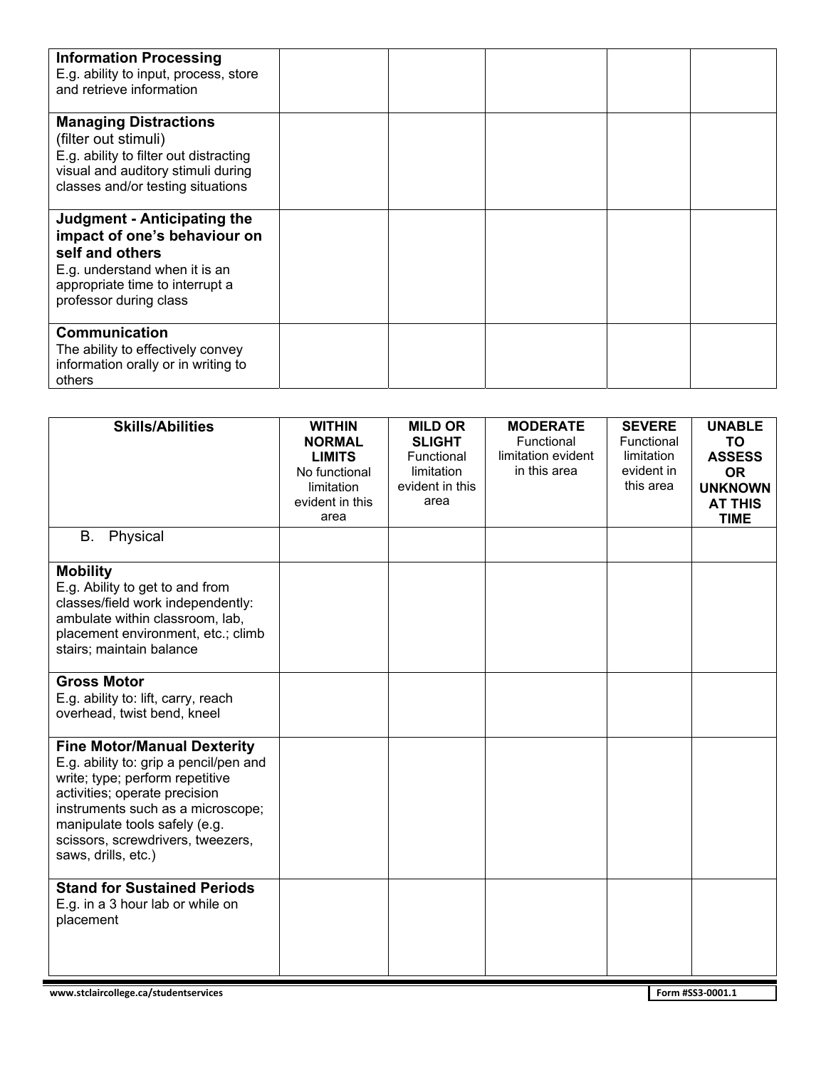| | | | | | |
|---|---|---|---|---|---|
| **Information Processing**<br>E.g. ability to input, process, store and retrieve information | | | | | |
| **Managing Distractions**<br>(filter out stimuli)<br>E.g. ability to filter out distracting visual and auditory stimuli during classes and/or testing situations | | | | | |
| **Judgment - Anticipating the impact of one's behaviour on self and others**<br>E.g. understand when it is an appropriate time to interrupt a professor during class | | | | | |
| **Communication**<br>The ability to effectively convey information orally or in writing to others | | | | | |

| **Skills/Abilities** | **WITHIN NORMAL LIMITS** No functional limitation evident in this area | **MILD OR SLIGHT** Functional limitation evident in this area | **MODERATE** Functional limitation evident in this area | **SEVERE** Functional limitation evident in this area | **UNABLE TO ASSESS OR UNKNOWN AT THIS TIME** |
|---|---|---|---|---|---|
| B. Physical | | | | | |
| **Mobility**<br>E.g. Ability to get to and from classes/field work independently: ambulate within classroom, lab, placement environment, etc.; climb stairs; maintain balance | | | | | |
| **Gross Motor**<br>E.g. ability to: lift, carry, reach overhead, twist bend, kneel | | | | | |
| **Fine Motor/Manual Dexterity**<br>E.g. ability to: grip a pencil/pen and write; type; perform repetitive activities; operate precision instruments such as a microscope; manipulate tools safely (e.g. scissors, screwdrivers, tweezers, saws, drills, etc.) | | | | | |
| **Stand for Sustained Periods**<br>E.g. in a 3 hour lab or while on placement | | | | | |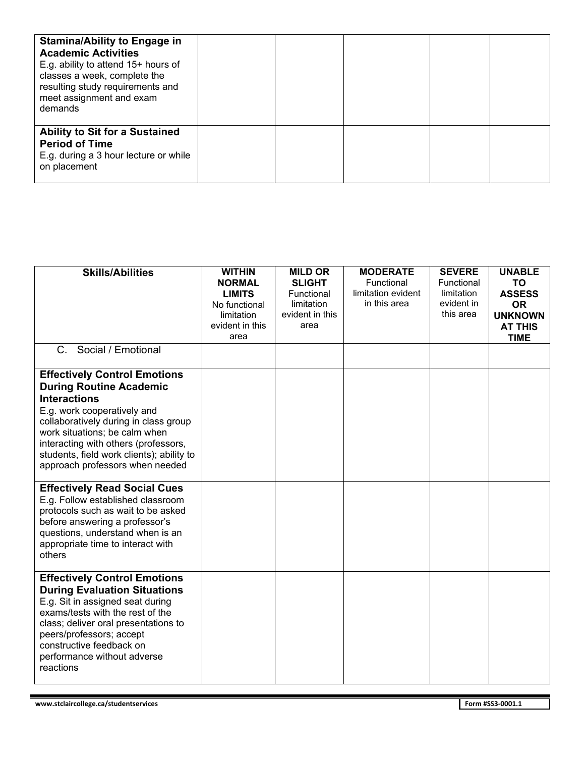| | | | | | |
|---|---|---|---|---|---|
| **Stamina/Ability to Engage in Academic Activities**<br>E.g. ability to attend 15+ hours of classes a week, complete the resulting study requirements and meet assignment and exam demands | | | | | |
| **Ability to Sit for a Sustained Period of Time**<br>E.g. during a 3 hour lecture or while on placement | | | | | |

| **Skills/Abilities** | **WITHIN NORMAL LIMITS**<br>No functional limitation evident in this area | **MILD OR SLIGHT**<br>Functional limitation evident in this area | **MODERATE**<br>Functional limitation evident in this area | **SEVERE**<br>Functional limitation evident in this area | **UNABLE TO ASSESS OR UNKNOWN AT THIS TIME** |
|---|---|---|---|---|---|
| C. Social / Emotional | | | | | |
| **Effectively Control Emotions During Routine Academic Interactions**<br>E.g. work cooperatively and collaboratively during in class group work situations; be calm when interacting with others (professors, students, field work clients); ability to approach professors when needed | | | | | |
| **Effectively Read Social Cues**<br>E.g. Follow established classroom protocols such as wait to be asked before answering a professor's questions, understand when is an appropriate time to interact with others | | | | | |
| **Effectively Control Emotions During Evaluation Situations**<br>E.g. Sit in assigned seat during exams/tests with the rest of the class; deliver oral presentations to peers/professors; accept constructive feedback on performance without adverse reactions | | | | | |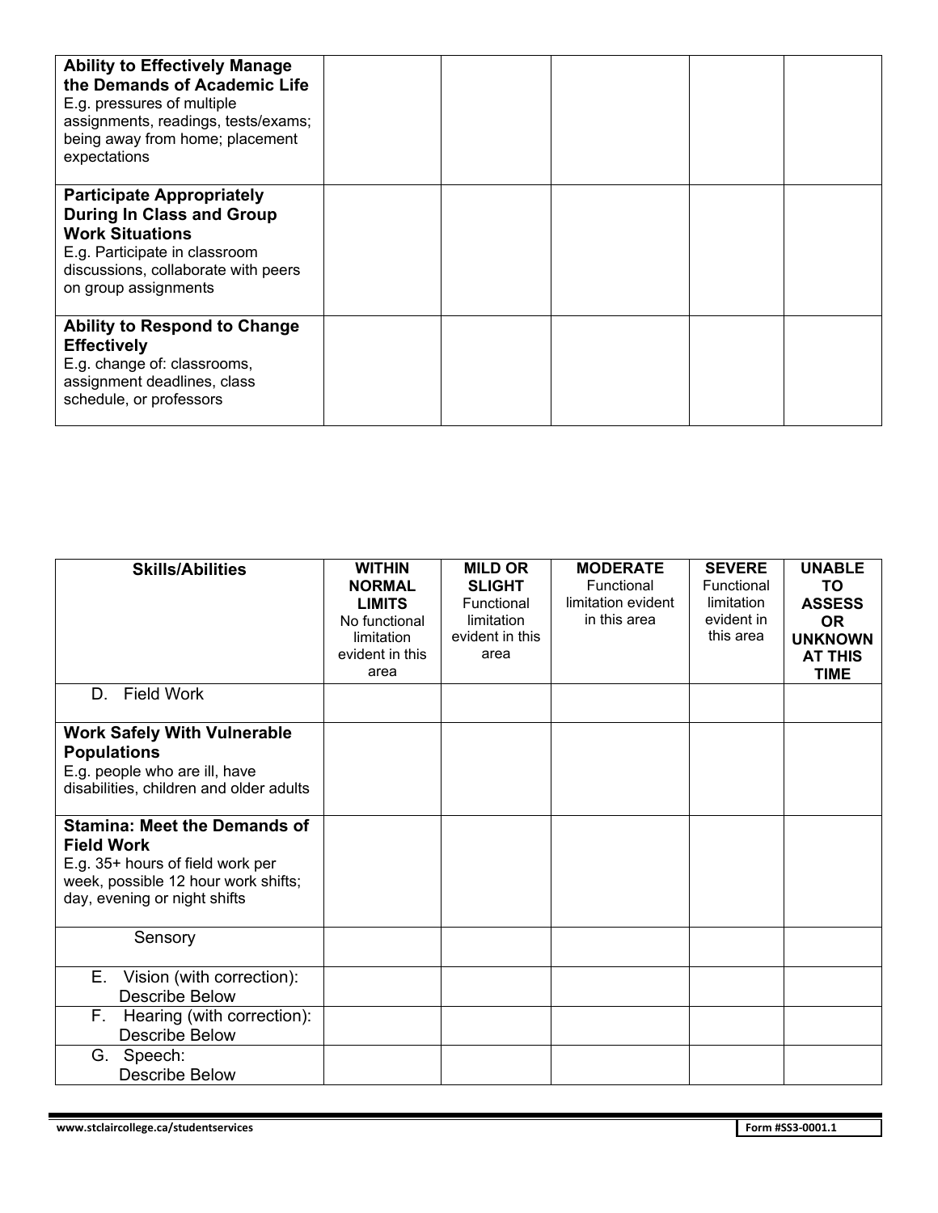| | | | | | |
|---|---|---|---|---|---|
| **Ability to Effectively Manage the Demands of Academic Life** E.g. pressures of multiple assignments, readings, tests/exams; being away from home; placement expectations | | | | | |
| **Participate Appropriately During In Class and Group Work Situations** E.g. Participate in classroom discussions, collaborate with peers on group assignments | | | | | |
| **Ability to Respond to Change Effectively** E.g. change of: classrooms, assignment deadlines, class schedule, or professors | | | | | |

| Skills/Abilities | **WITHIN NORMAL LIMITS** No functional limitation evident in this area | **MILD OR SLIGHT** Functional limitation evident in this area | **MODERATE** Functional limitation evident in this area | **SEVERE** Functional limitation evident in this area | **UNABLE TO ASSESS OR UNKNOWN AT THIS TIME** |
|---|---|---|---|---|---|
| D. Field Work | | | | | |
| **Work Safely With Vulnerable Populations** E.g. people who are ill, have disabilities, children and older adults | | | | | |
| **Stamina: Meet the Demands of Field Work** E.g. 35+ hours of field work per week, possible 12 hour work shifts; day, evening or night shifts | | | | | |
| Sensory | | | | | |
| E. Vision (with correction): Describe Below | | | | | |
| F. Hearing (with correction): Describe Below | | | | | |
| G. Speech: Describe Below | | | | | |

www.stclaircollege.ca/studentservices

Form #SS3-0001.1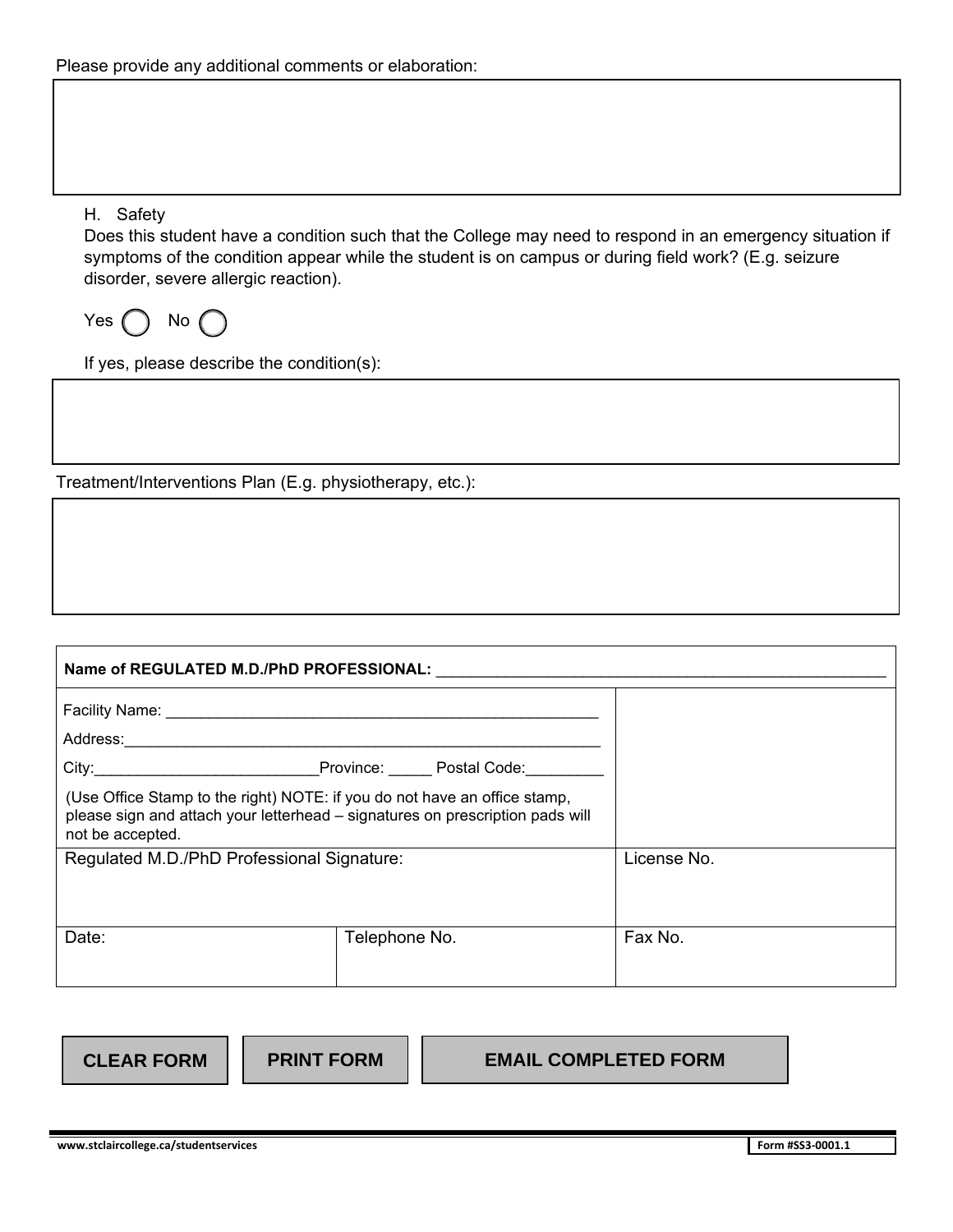Please provide any additional comments or elaboration:

H. Safety

Does this student have a condition such that the College may need to respond in an emergency situation if symptoms of the condition appear while the student is on campus or during field work? (E.g. seizure disorder, severe allergic reaction).

Yes ◯ No ◯

If yes, please describe the condition(s):

Treatment/Interventions Plan (E.g. physiotherapy, etc.):

| | | |
|---|---|---|
| **Name of REGULATED M.D./PhD PROFESSIONAL:** ____________________________________________________ | | |
| Facility Name: ______________________________________________<br>Address:____________________________________________________<br>City:_________________________Province: _____ Postal Code:_________<br>(Use Office Stamp to the right) NOTE: if you do not have an office stamp, please sign and attach your letterhead – signatures on prescription pads will not be accepted. | | |
| Regulated M.D./PhD Professional Signature: | | License No. |
| Date: | Telephone No. | Fax No. |

CLEAR FORM | PRINT FORM | EMAIL COMPLETED FORM

www.stclaircollege.ca/studentservices

Form #SS3-0001.1